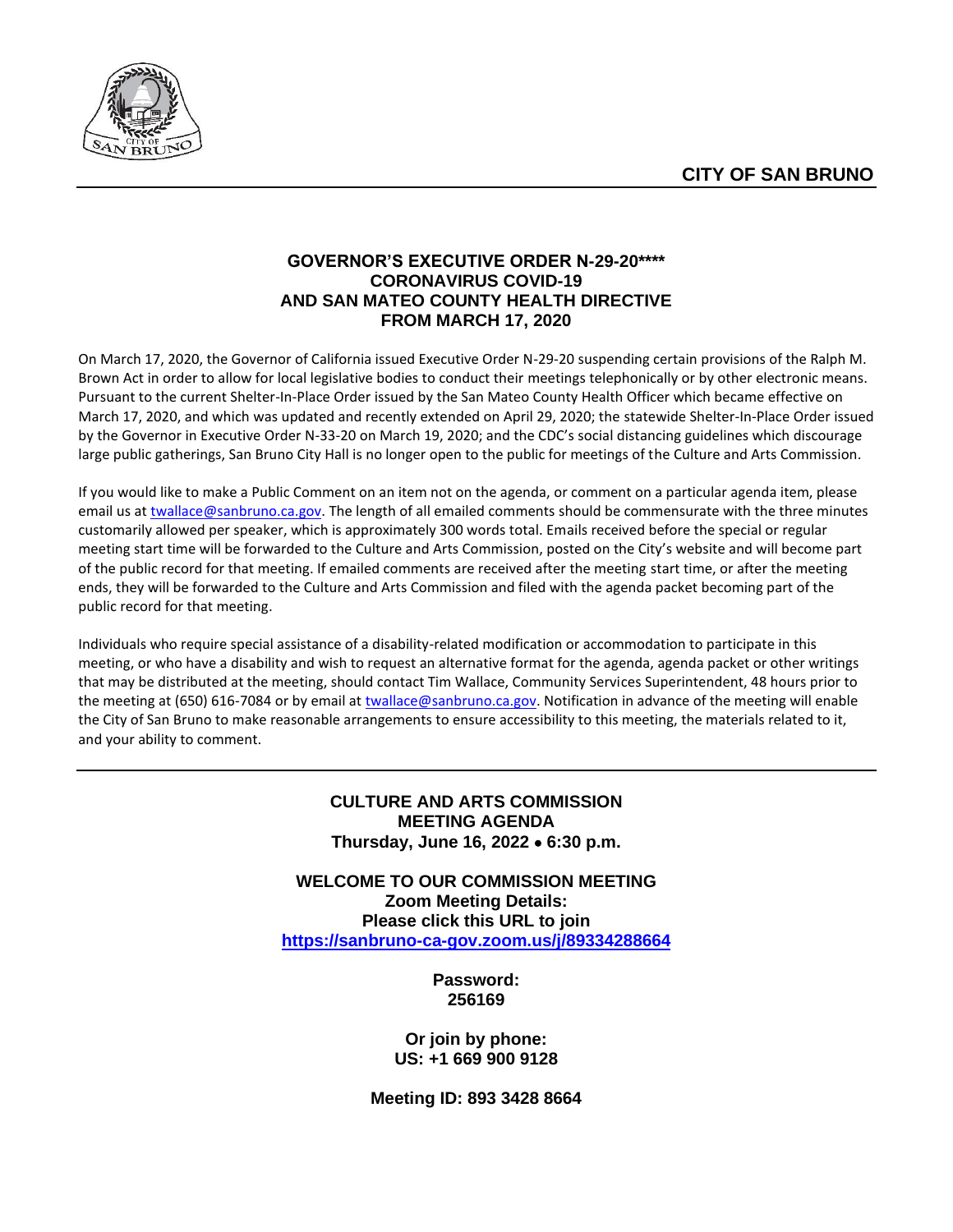**CITY OF SAN BRUNO**

## GOVERNOR'S EXECUTIVE ORDER N-29-20****
## CORONAVIRUS COVID-19
## AND SAN MATEO COUNTY HEALTH DIRECTIVE
## FROM MARCH 17, 2020

On March 17, 2020, the Governor of California issued Executive Order N-29-20 suspending certain provisions of the Ralph M. Brown Act in order to allow for local legislative bodies to conduct their meetings telephonically or by other electronic means. Pursuant to the current Shelter-In-Place Order issued by the San Mateo County Health Officer which became effective on March 17, 2020, and which was updated and recently extended on April 29, 2020; the statewide Shelter-In-Place Order issued by the Governor in Executive Order N-33-20 on March 19, 2020; and the CDC's social distancing guidelines which discourage large public gatherings, San Bruno City Hall is no longer open to the public for meetings of the Culture and Arts Commission.

If you would like to make a Public Comment on an item not on the agenda, or comment on a particular agenda item, please email us at twallace@sanbruno.ca.gov. The length of all emailed comments should be commensurate with the three minutes customarily allowed per speaker, which is approximately 300 words total. Emails received before the special or regular meeting start time will be forwarded to the Culture and Arts Commission, posted on the City's website and will become part of the public record for that meeting. If emailed comments are received after the meeting start time, or after the meeting ends, they will be forwarded to the Culture and Arts Commission and filed with the agenda packet becoming part of the public record for that meeting.

Individuals who require special assistance of a disability-related modification or accommodation to participate in this meeting, or who have a disability and wish to request an alternative format for the agenda, agenda packet or other writings that may be distributed at the meeting, should contact Tim Wallace, Community Services Superintendent, 48 hours prior to the meeting at (650) 616-7084 or by email at twallace@sanbruno.ca.gov. Notification in advance of the meeting will enable the City of San Bruno to make reasonable arrangements to ensure accessibility to this meeting, the materials related to it, and your ability to comment.

---

## CULTURE AND ARTS COMMISSION
## MEETING AGENDA
**Thursday, June 16, 2022 • 6:30 p.m.**

**WELCOME TO OUR COMMISSION MEETING**
**Zoom Meeting Details:**
**Please click this URL to join**
**https://sanbruno-ca-gov.zoom.us/j/89334288664**

**Password:**
**256169**

**Or join by phone:**
**US: +1 669 900 9128**

**Meeting ID: 893 3428 8664**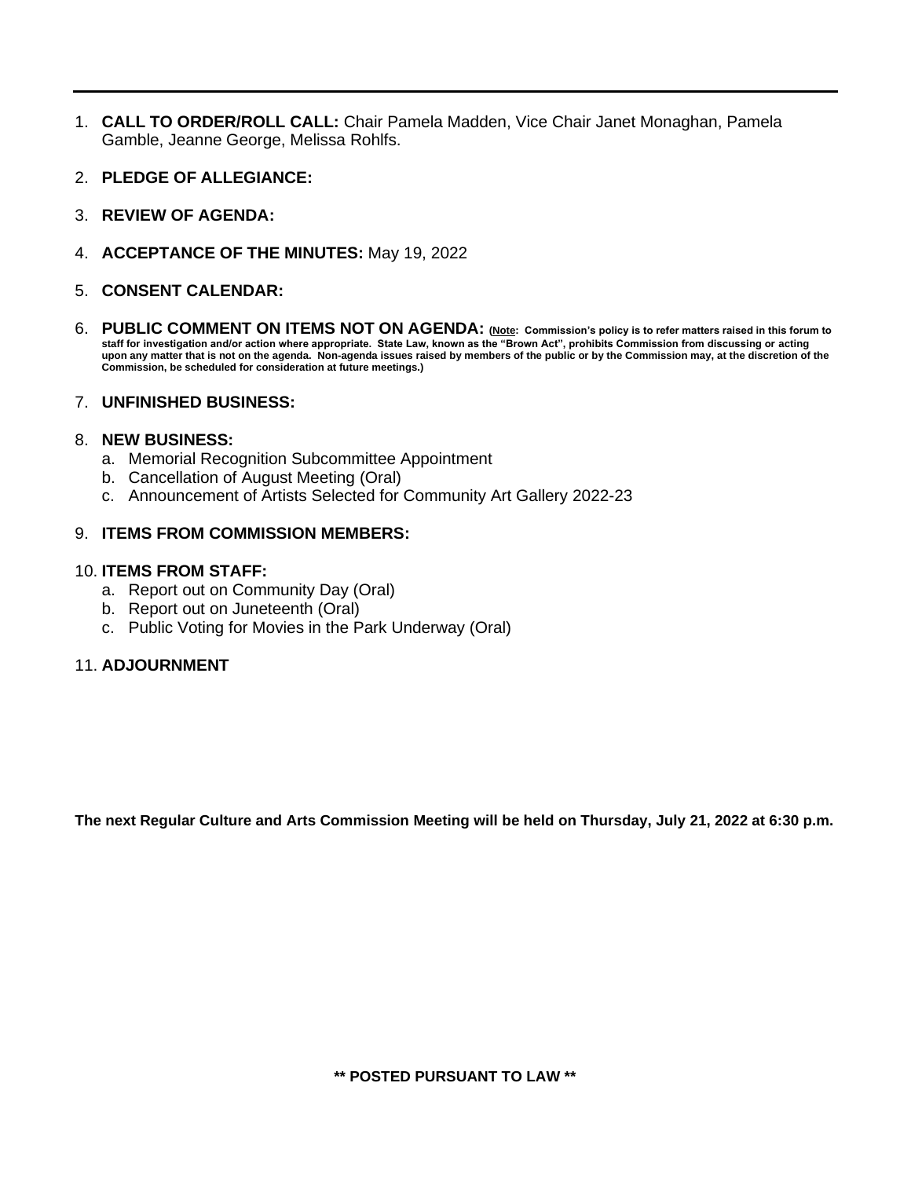1. **CALL TO ORDER/ROLL CALL:** Chair Pamela Madden, Vice Chair Janet Monaghan, Pamela Gamble, Jeanne George, Melissa Rohlfs.

2. **PLEDGE OF ALLEGIANCE:**

3. **REVIEW OF AGENDA:**

4. **ACCEPTANCE OF THE MINUTES:** May 19, 2022

5. **CONSENT CALENDAR:**

6. **PUBLIC COMMENT ON ITEMS NOT ON AGENDA:** **(Note: Commission's policy is to refer matters raised in this forum to staff for investigation and/or action where appropriate. State Law, known as the "Brown Act", prohibits Commission from discussing or acting upon any matter that is not on the agenda. Non-agenda issues raised by members of the public or by the Commission may, at the discretion of the Commission, be scheduled for consideration at future meetings.)**

7. **UNFINISHED BUSINESS:**

8. **NEW BUSINESS:**
   a. Memorial Recognition Subcommittee Appointment
   b. Cancellation of August Meeting (Oral)
   c. Announcement of Artists Selected for Community Art Gallery 2022-23

9. **ITEMS FROM COMMISSION MEMBERS:**

10. **ITEMS FROM STAFF:**
    a. Report out on Community Day (Oral)
    b. Report out on Juneteenth (Oral)
    c. Public Voting for Movies in the Park Underway (Oral)

11. **ADJOURNMENT**

**The next Regular Culture and Arts Commission Meeting will be held on Thursday, July 21, 2022 at 6:30 p.m.**

**\*\* POSTED PURSUANT TO LAW \*\***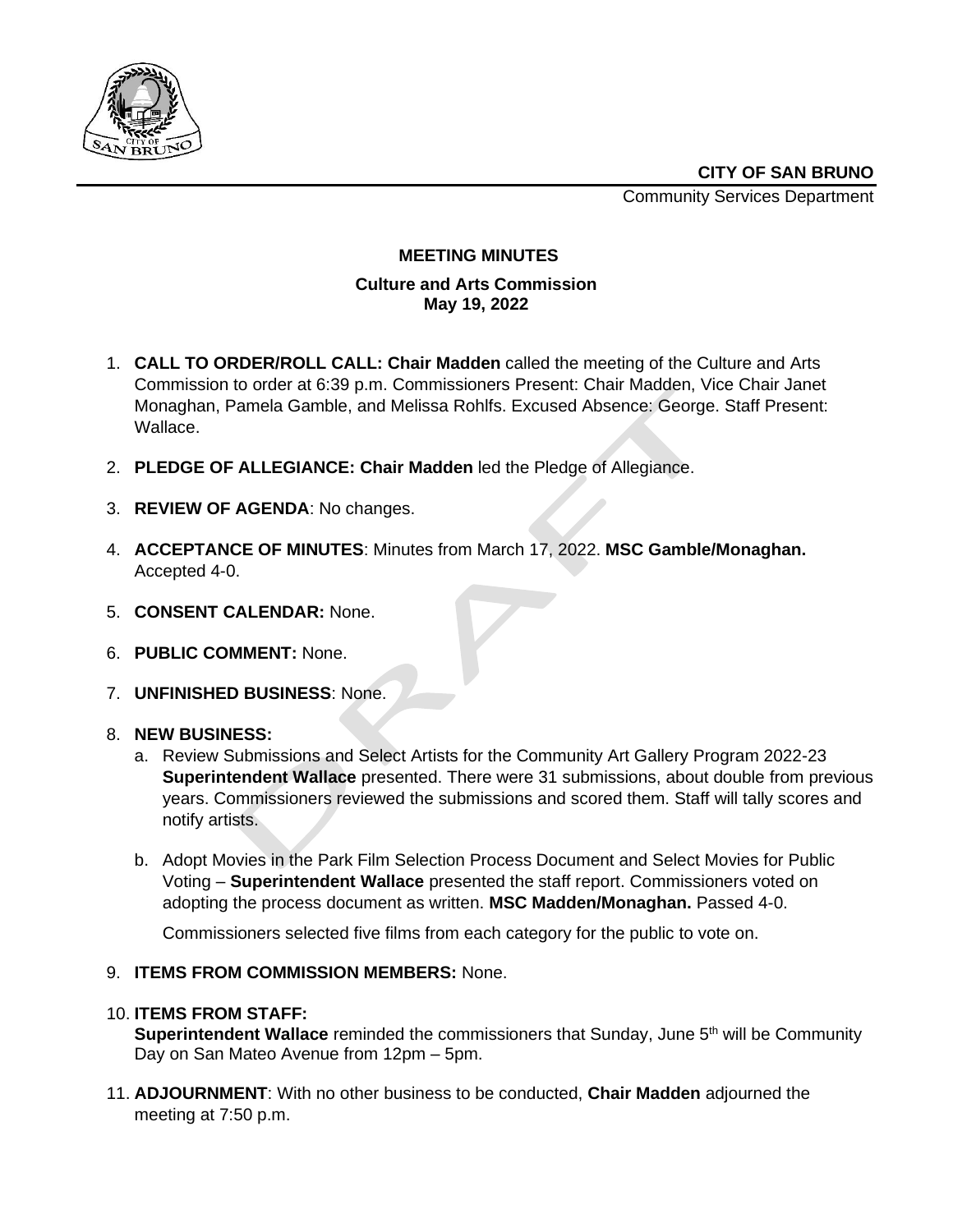**CITY OF SAN BRUNO**
Community Services Department

## MEETING MINUTES

### Culture and Arts Commission
### May 19, 2022

1. **CALL TO ORDER/ROLL CALL: Chair Madden** called the meeting of the Culture and Arts Commission to order at 6:39 p.m. Commissioners Present: Chair Madden, Vice Chair Janet Monaghan, Pamela Gamble, and Melissa Rohlfs. Excused Absence: George. Staff Present: Wallace.

2. **PLEDGE OF ALLEGIANCE: Chair Madden** led the Pledge of Allegiance.

3. **REVIEW OF AGENDA**: No changes.

4. **ACCEPTANCE OF MINUTES**: Minutes from March 17, 2022. **MSC Gamble/Monaghan.** Accepted 4-0.

5. **CONSENT CALENDAR:** None.

6. **PUBLIC COMMENT:** None.

7. **UNFINISHED BUSINESS**: None.

8. **NEW BUSINESS:**
   a. Review Submissions and Select Artists for the Community Art Gallery Program 2022-23 **Superintendent Wallace** presented. There were 31 submissions, about double from previous years. Commissioners reviewed the submissions and scored them. Staff will tally scores and notify artists.

   b. Adopt Movies in the Park Film Selection Process Document and Select Movies for Public Voting – **Superintendent Wallace** presented the staff report. Commissioners voted on adopting the process document as written. **MSC Madden/Monaghan.** Passed 4-0.

      Commissioners selected five films from each category for the public to vote on.

9. **ITEMS FROM COMMISSION MEMBERS:** None.

10. **ITEMS FROM STAFF:**
    **Superintendent Wallace** reminded the commissioners that Sunday, June 5th will be Community Day on San Mateo Avenue from 12pm – 5pm.

11. **ADJOURNMENT**: With no other business to be conducted, **Chair Madden** adjourned the meeting at 7:50 p.m.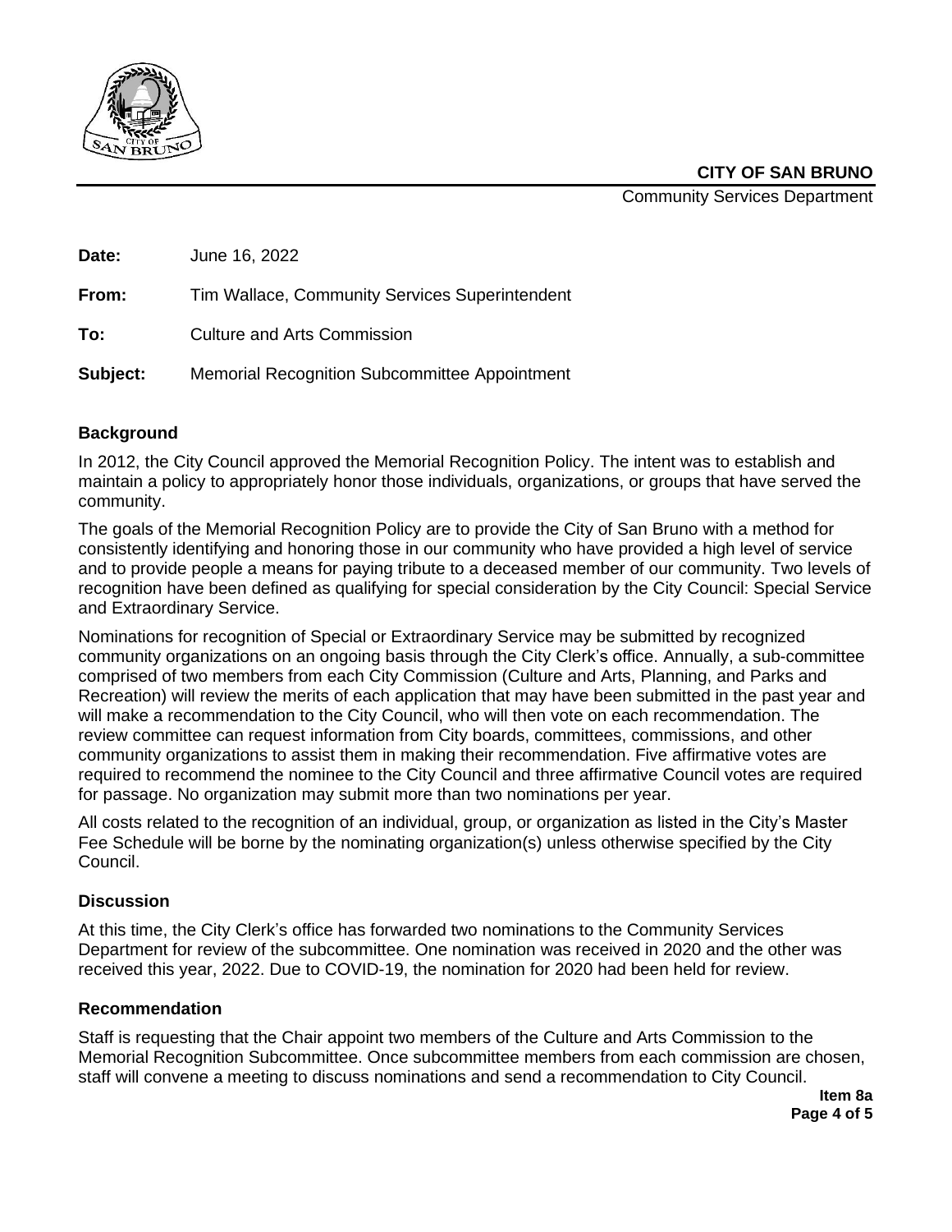**CITY OF SAN BRUNO**
Community Services Department

**Date:** June 16, 2022

**From:** Tim Wallace, Community Services Superintendent

**To:** Culture and Arts Commission

**Subject:** Memorial Recognition Subcommittee Appointment

## Background

In 2012, the City Council approved the Memorial Recognition Policy. The intent was to establish and maintain a policy to appropriately honor those individuals, organizations, or groups that have served the community.

The goals of the Memorial Recognition Policy are to provide the City of San Bruno with a method for consistently identifying and honoring those in our community who have provided a high level of service and to provide people a means for paying tribute to a deceased member of our community. Two levels of recognition have been defined as qualifying for special consideration by the City Council: Special Service and Extraordinary Service.

Nominations for recognition of Special or Extraordinary Service may be submitted by recognized community organizations on an ongoing basis through the City Clerk's office. Annually, a sub-committee comprised of two members from each City Commission (Culture and Arts, Planning, and Parks and Recreation) will review the merits of each application that may have been submitted in the past year and will make a recommendation to the City Council, who will then vote on each recommendation. The review committee can request information from City boards, committees, commissions, and other community organizations to assist them in making their recommendation. Five affirmative votes are required to recommend the nominee to the City Council and three affirmative Council votes are required for passage. No organization may submit more than two nominations per year.

All costs related to the recognition of an individual, group, or organization as listed in the City's Master Fee Schedule will be borne by the nominating organization(s) unless otherwise specified by the City Council.

## Discussion

At this time, the City Clerk's office has forwarded two nominations to the Community Services Department for review of the subcommittee. One nomination was received in 2020 and the other was received this year, 2022. Due to COVID-19, the nomination for 2020 had been held for review.

## Recommendation

Staff is requesting that the Chair appoint two members of the Culture and Arts Commission to the Memorial Recognition Subcommittee. Once subcommittee members from each commission are chosen, staff will convene a meeting to discuss nominations and send a recommendation to City Council.

**Item 8a**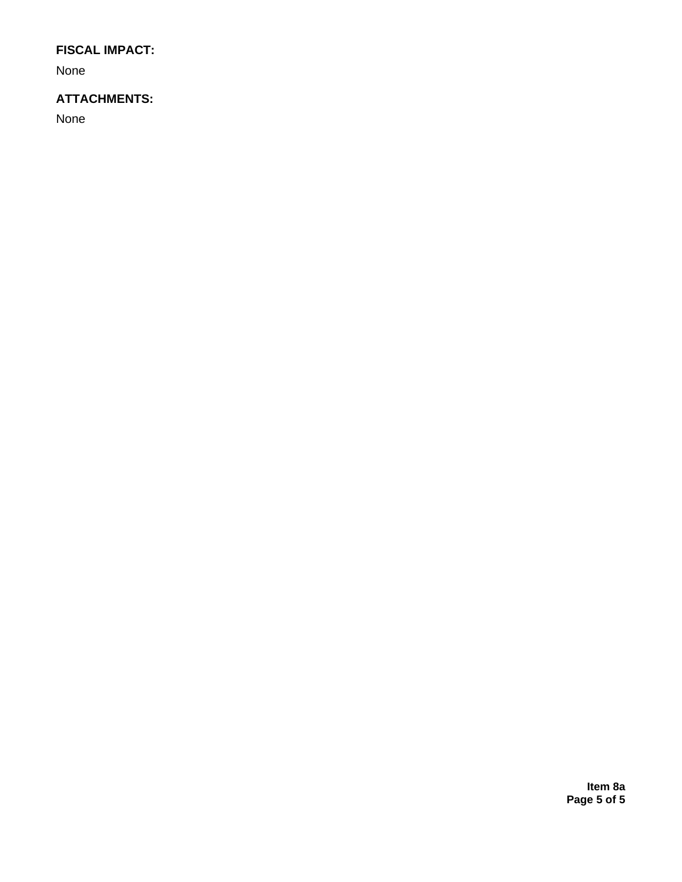**FISCAL IMPACT:**

None

**ATTACHMENTS:**

None